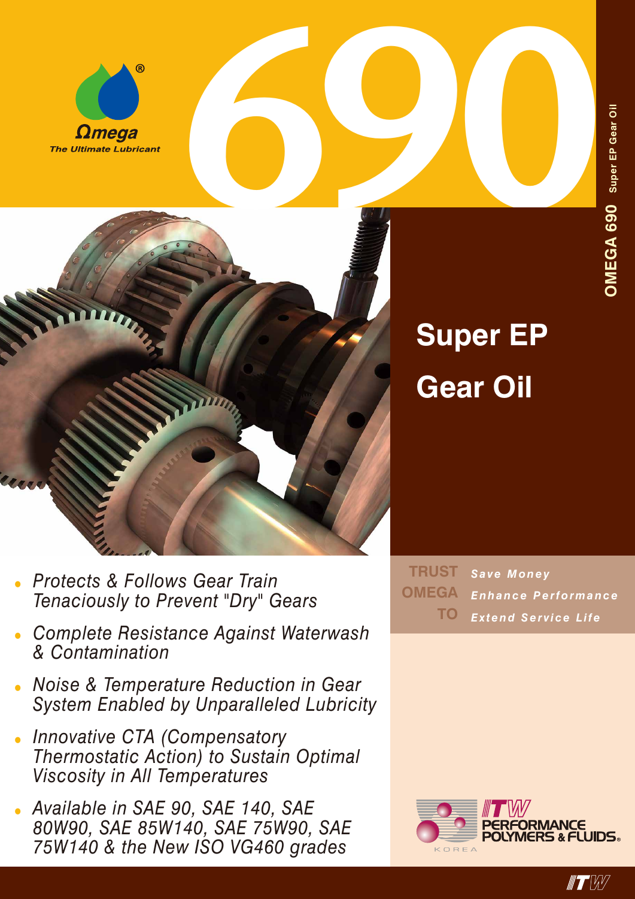Ωmega®

The Ultimate Lubricant

# 690

OMEGA 690 Super EP Gear Oil

## Super EP Gear Oil

- *Protects & Follows Gear Train Tenaciously to Prevent "Dry" Gears*
- *Complete Resistance Against Waterwash & Contamination*
- *Noise & Temperature Reduction in Gear System Enabled by Unparalleled Lubricity*
- *Innovative CTA (Compensatory Thermostatic Action) to Sustain Optimal Viscosity in All Temperatures*
- *Available in SAE 90, SAE 140, SAE 80W90, SAE 85W140, SAE 75W90, SAE 75W140 & the New ISO VG460 grades*

**TRUST OMEGA TO**

*Save Money*

*Enhance Performance*

*Extend Service Life*

ITW PERFORMANCE POLYMERS & FLUIDS® KOREA

ITW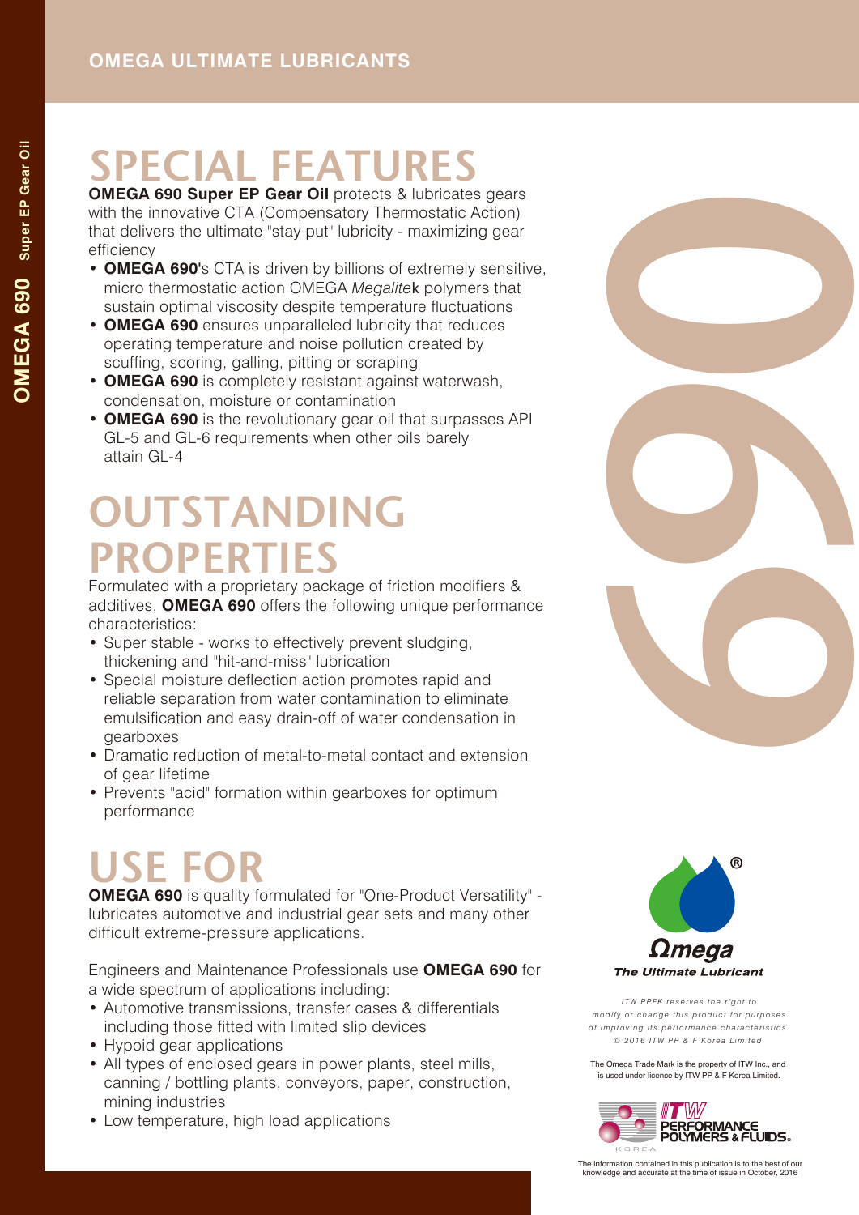# SPECIAL FEATURES

**OMEGA 690 Super EP Gear Oil** protects & lubricates gears with the innovative CTA (Compensatory Thermostatic Action) that delivers the ultimate "stay put" lubricity - maximizing gear efficiency

- **OMEGA 690**'s CTA is driven by billions of extremely sensitive, micro thermostatic action OMEGA *Megalite*k polymers that sustain optimal viscosity despite temperature fluctuations
- **OMEGA 690** ensures unparalleled lubricity that reduces operating temperature and noise pollution created by scuffing, scoring, galling, pitting or scraping
- **OMEGA 690** is completely resistant against waterwash, condensation, moisture or contamination
- **OMEGA 690** is the revolutionary gear oil that surpasses API GL-5 and GL-6 requirements when other oils barely attain GL-4

# OUTSTANDING PROPERTIES

Formulated with a proprietary package of friction modifiers & additives, **OMEGA 690** offers the following unique performance characteristics:

- Super stable - works to effectively prevent sludging, thickening and "hit-and-miss" lubrication
- Special moisture deflection action promotes rapid and reliable separation from water contamination to eliminate emulsification and easy drain-off of water condensation in gearboxes
- Dramatic reduction of metal-to-metal contact and extension of gear lifetime
- Prevents "acid" formation within gearboxes for optimum performance

# USE FOR

**OMEGA 690** is quality formulated for "One-Product Versatility" - lubricates automotive and industrial gear sets and many other difficult extreme-pressure applications.

Engineers and Maintenance Professionals use **OMEGA 690** for a wide spectrum of applications including:

- Automotive transmissions, transfer cases & differentials including those fitted with limited slip devices
- Hypoid gear applications
- All types of enclosed gears in power plants, steel mills, canning / bottling plants, conveyors, paper, construction, mining industries
- Low temperature, high load applications

Ωmega®
**The Ultimate Lubricant**

*ITW PPFK reserves the right to modify or change this product for purposes of improving its performance characteristics.*
*© 2016 ITW PP & F Korea Limited*

The Omega Trade Mark is the property of ITW Inc., and is used under licence by ITW PP & F Korea Limited.

ITW PERFORMANCE POLYMERS & FLUIDS KOREA

The information contained in this publication is to the best of our knowledge and accurate at the time of issue in October, 2016